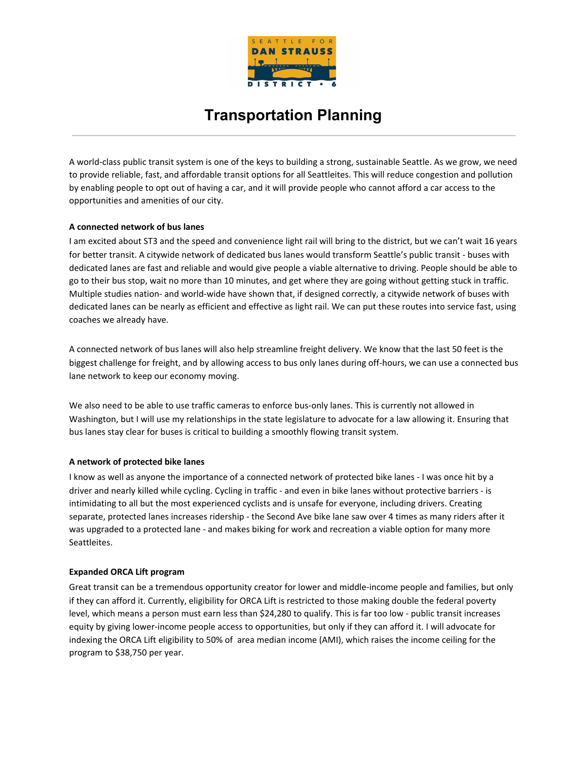# Transportation Planning

A world-class public transit system is one of the keys to building a strong, sustainable Seattle. As we grow, we need to provide reliable, fast, and affordable transit options for all Seattleites. This will reduce congestion and pollution by enabling people to opt out of having a car, and it will provide people who cannot afford a car access to the opportunities and amenities of our city.

**A connected network of bus lanes**

I am excited about ST3 and the speed and convenience light rail will bring to the district, but we can't wait 16 years for better transit. A citywide network of dedicated bus lanes would transform Seattle's public transit - buses with dedicated lanes are fast and reliable and would give people a viable alternative to driving. People should be able to go to their bus stop, wait no more than 10 minutes, and get where they are going without getting stuck in traffic. Multiple studies nation- and world-wide have shown that, if designed correctly, a citywide network of buses with dedicated lanes can be nearly as efficient and effective as light rail. We can put these routes into service fast, using coaches we already have.

A connected network of bus lanes will also help streamline freight delivery. We know that the last 50 feet is the biggest challenge for freight, and by allowing access to bus only lanes during off-hours, we can use a connected bus lane network to keep our economy moving.

We also need to be able to use traffic cameras to enforce bus-only lanes. This is currently not allowed in Washington, but I will use my relationships in the state legislature to advocate for a law allowing it. Ensuring that bus lanes stay clear for buses is critical to building a smoothly flowing transit system.

**A network of protected bike lanes**

I know as well as anyone the importance of a connected network of protected bike lanes - I was once hit by a driver and nearly killed while cycling. Cycling in traffic - and even in bike lanes without protective barriers - is intimidating to all but the most experienced cyclists and is unsafe for everyone, including drivers. Creating separate, protected lanes increases ridership - the Second Ave bike lane saw over 4 times as many riders after it was upgraded to a protected lane - and makes biking for work and recreation a viable option for many more Seattleites.

**Expanded ORCA Lift program**

Great transit can be a tremendous opportunity creator for lower and middle-income people and families, but only if they can afford it. Currently, eligibility for ORCA Lift is restricted to those making double the federal poverty level, which means a person must earn less than $24,280 to qualify. This is far too low - public transit increases equity by giving lower-income people access to opportunities, but only if they can afford it. I will advocate for indexing the ORCA Lift eligibility to 50% of area median income (AMI), which raises the income ceiling for the program to $38,750 per year.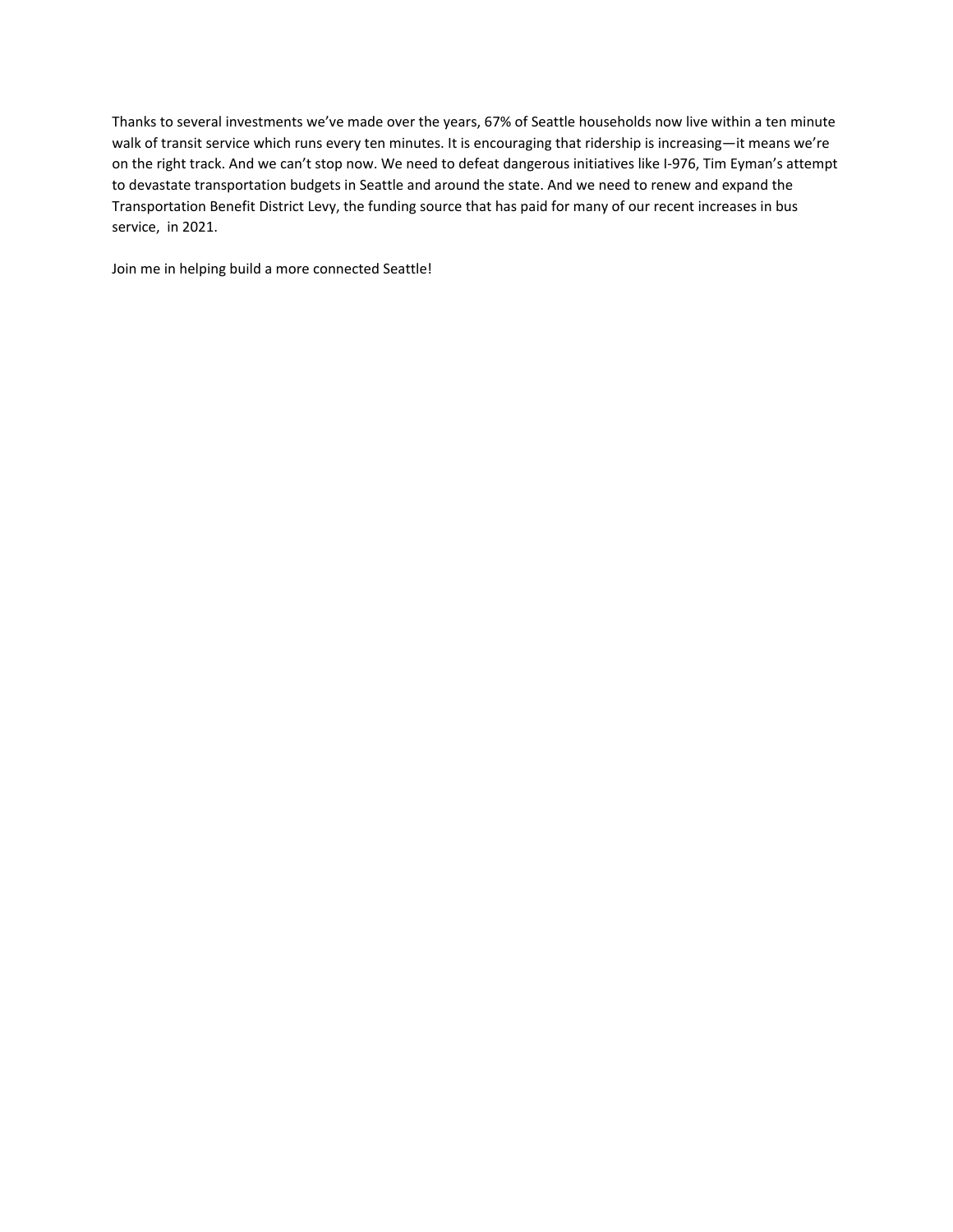Thanks to several investments we've made over the years, 67% of Seattle households now live within a ten minute walk of transit service which runs every ten minutes. It is encouraging that ridership is increasing—it means we're on the right track. And we can't stop now. We need to defeat dangerous initiatives like I-976, Tim Eyman's attempt to devastate transportation budgets in Seattle and around the state. And we need to renew and expand the Transportation Benefit District Levy, the funding source that has paid for many of our recent increases in bus service, in 2021.

Join me in helping build a more connected Seattle!